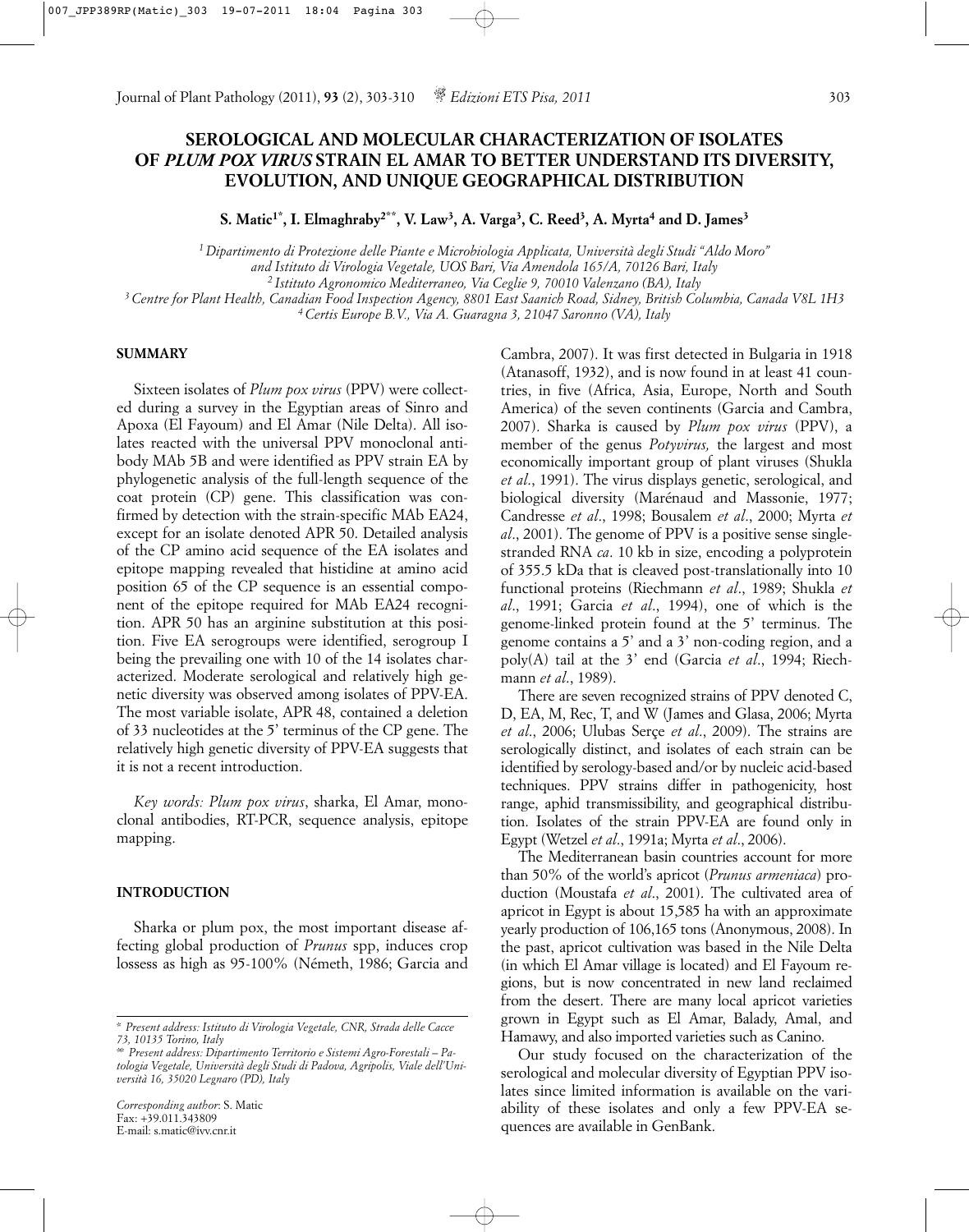# SEROLOGICAL AND MOLECULAR CHARACTERIZATION OF ISOLATES OF *PLUM POX VIRUS* STRAIN EL AMAR TO BETTER UNDERSTAND ITS DIVERSITY, EVOLUTION, AND UNIQUE GEOGRAPHICAL DISTRIBUTION

**S. Matic[1*], I. Elmaghraby[2**], V. Law[3], A. Varga[3], C. Reed[3], A. Myrta[4] and D. James[3]**

*[1] Dipartimento di Protezione delle Piante e Microbiologia Applicata, Università degli Studi "Aldo Moro" and Istituto di Virologia Vegetale, UOS Bari, Via Amendola 165/A, 70126 Bari, Italy*
*[2] Istituto Agronomico Mediterraneo, Via Ceglie 9, 70010 Valenzano (BA), Italy*
*[3] Centre for Plant Health, Canadian Food Inspection Agency, 8801 East Saanich Road, Sidney, British Columbia, Canada V8L 1H3*
*[4] Certis Europe B.V., Via A. Guaragna 3, 21047 Saronno (VA), Italy*

## SUMMARY

Sixteen isolates of *Plum pox virus* (PPV) were collected during a survey in the Egyptian areas of Sinro and Apoxa (El Fayoum) and El Amar (Nile Delta). All isolates reacted with the universal PPV monoclonal antibody MAb 5B and were identified as PPV strain EA by phylogenetic analysis of the full-length sequence of the coat protein (CP) gene. This classification was confirmed by detection with the strain-specific MAb EA24, except for an isolate denoted APR 50. Detailed analysis of the CP amino acid sequence of the EA isolates and epitope mapping revealed that histidine at amino acid position 65 of the CP sequence is an essential component of the epitope required for MAb EA24 recognition. APR 50 has an arginine substitution at this position. Five EA serogroups were identified, serogroup I being the prevailing one with 10 of the 14 isolates characterized. Moderate serological and relatively high genetic diversity was observed among isolates of PPV-EA. The most variable isolate, APR 48, contained a deletion of 33 nucleotides at the 5' terminus of the CP gene. The relatively high genetic diversity of PPV-EA suggests that it is not a recent introduction.

*Key words: Plum pox virus*, sharka, El Amar, monoclonal antibodies, RT-PCR, sequence analysis, epitope mapping.

## INTRODUCTION

Sharka or plum pox, the most important disease affecting global production of *Prunus* spp, induces crop lossess as high as 95-100% (Németh, 1986; Garcia and Cambra, 2007). It was first detected in Bulgaria in 1918 (Atanasoff, 1932), and is now found in at least 41 countries, in five (Africa, Asia, Europe, North and South America) of the seven continents (Garcia and Cambra, 2007). Sharka is caused by *Plum pox virus* (PPV), a member of the genus *Potyvirus,* the largest and most economically important group of plant viruses (Shukla *et al*., 1991). The virus displays genetic, serological, and biological diversity (Marénaud and Massonie, 1977; Candresse *et al*., 1998; Bousalem *et al*., 2000; Myrta *et al*., 2001). The genome of PPV is a positive sense single-stranded RNA *ca*. 10 kb in size, encoding a polyprotein of 355.5 kDa that is cleaved post-translationally into 10 functional proteins (Riechmann *et al*., 1989; Shukla *et al*., 1991; Garcia *et al*., 1994), one of which is the genome-linked protein found at the 5' terminus. The genome contains a 5' and a 3' non-coding region, and a poly(A) tail at the 3' end (Garcia *et al*., 1994; Riechmann *et al*., 1989).

There are seven recognized strains of PPV denoted C, D, EA, M, Rec, T, and W (James and Glasa, 2006; Myrta *et al*., 2006; Ulubas Serçe *et al*., 2009). The strains are serologically distinct, and isolates of each strain can be identified by serology-based and/or by nucleic acid-based techniques. PPV strains differ in pathogenicity, host range, aphid transmissibility, and geographical distribution. Isolates of the strain PPV-EA are found only in Egypt (Wetzel *et al*., 1991a; Myrta *et al*., 2006).

The Mediterranean basin countries account for more than 50% of the world's apricot (*Prunus armeniaca*) production (Moustafa *et al*., 2001). The cultivated area of apricot in Egypt is about 15,585 ha with an approximate yearly production of 106,165 tons (Anonymous, 2008). In the past, apricot cultivation was based in the Nile Delta (in which El Amar village is located) and El Fayoum regions, but is now concentrated in new land reclaimed from the desert. There are many local apricot varieties grown in Egypt such as El Amar, Balady, Amal, and Hamawy, and also imported varieties such as Canino.

Our study focused on the characterization of the serological and molecular diversity of Egyptian PPV isolates since limited information is available on the variability of these isolates and only a few PPV-EA sequences are available in GenBank.

---

\* *Present address: Istituto di Virologia Vegetale, CNR, Strada delle Cacce 73, 10135 Torino, Italy*

\*\* *Present address: Dipartimento Territorio e Sistemi Agro-Forestali – Patologia Vegetale, Università degli Studi di Padova, Agripolis, Viale dell'Università 16, 35020 Legnaro (PD), Italy*

*Corresponding author*: S. Matic
Fax: +39.011.343809
E-mail: s.matic@ivv.cnr.it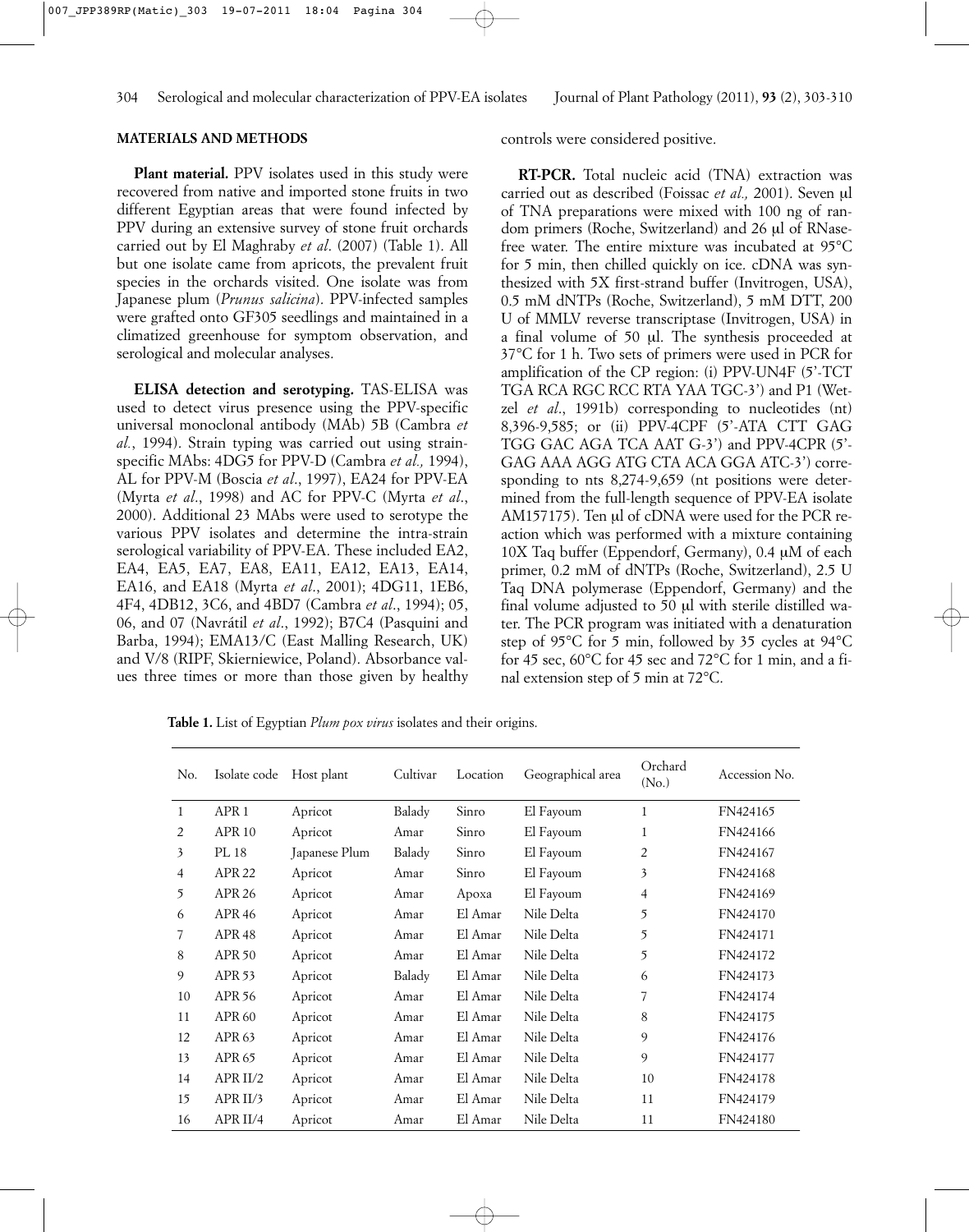## MATERIALS AND METHODS

**Plant material.** PPV isolates used in this study were recovered from native and imported stone fruits in two different Egyptian areas that were found infected by PPV during an extensive survey of stone fruit orchards carried out by El Maghraby *et al*. (2007) (Table 1). All but one isolate came from apricots, the prevalent fruit species in the orchards visited. One isolate was from Japanese plum (*Prunus salicina*). PPV-infected samples were grafted onto GF305 seedlings and maintained in a climatized greenhouse for symptom observation, and serological and molecular analyses.

**ELISA detection and serotyping.** TAS-ELISA was used to detect virus presence using the PPV-specific universal monoclonal antibody (MAb) 5B (Cambra *et al.*, 1994). Strain typing was carried out using strain-specific MAbs: 4DG5 for PPV-D (Cambra *et al.,* 1994), AL for PPV-M (Boscia *et al*., 1997), EA24 for PPV-EA (Myrta *et al*., 1998) and AC for PPV-C (Myrta *et al*., 2000). Additional 23 MAbs were used to serotype the various PPV isolates and determine the intra-strain serological variability of PPV-EA. These included EA2, EA4, EA5, EA7, EA8, EA11, EA12, EA13, EA14, EA16, and EA18 (Myrta *et al*., 2001); 4DG11, 1EB6, 4F4, 4DB12, 3C6, and 4BD7 (Cambra *et al*., 1994); 05, 06, and 07 (Navrátil *et al*., 1992); B7C4 (Pasquini and Barba, 1994); EMA13/C (East Malling Research, UK) and V/8 (RIPF, Skierniewice, Poland). Absorbance values three times or more than those given by healthy controls were considered positive.

**RT-PCR.** Total nucleic acid (TNA) extraction was carried out as described (Foissac *et al.,* 2001). Seven μl of TNA preparations were mixed with 100 ng of random primers (Roche, Switzerland) and 26 μl of RNase-free water. The entire mixture was incubated at 95°C for 5 min, then chilled quickly on ice. cDNA was synthesized with 5X first-strand buffer (Invitrogen, USA), 0.5 mM dNTPs (Roche, Switzerland), 5 mM DTT, 200 U of MMLV reverse transcriptase (Invitrogen, USA) in a final volume of 50 μl. The synthesis proceeded at 37°C for 1 h. Two sets of primers were used in PCR for amplification of the CP region: (i) PPV-UN4F (5'-TCT TGA RCA RGC RCC RTA YAA TGC-3') and P1 (Wetzel *et al*., 1991b) corresponding to nucleotides (nt) 8,396-9,585; or (ii) PPV-4CPF (5'-ATA CTT GAG TGG GAC AGA TCA AAT G-3') and PPV-4CPR (5'-GAG AAA AGG ATG CTA ACA GGA ATC-3') corresponding to nts 8,274-9,659 (nt positions were determined from the full-length sequence of PPV-EA isolate AM157175). Ten μl of cDNA were used for the PCR reaction which was performed with a mixture containing 10X Taq buffer (Eppendorf, Germany), 0.4 μM of each primer, 0.2 mM of dNTPs (Roche, Switzerland), 2.5 U Taq DNA polymerase (Eppendorf, Germany) and the final volume adjusted to 50 μl with sterile distilled water. The PCR program was initiated with a denaturation step of 95°C for 5 min, followed by 35 cycles at 94°C for 45 sec, 60°C for 45 sec and 72°C for 1 min, and a final extension step of 5 min at 72°C.

**Table 1.** List of Egyptian *Plum pox virus* isolates and their origins.

| No. | Isolate code | Host plant | Cultivar | Location | Geographical area | Orchard (No.) | Accession No. |
|---|---|---|---|---|---|---|---|
| 1 | APR 1 | Apricot | Balady | Sinro | El Fayoum | 1 | FN424165 |
| 2 | APR 10 | Apricot | Amar | Sinro | El Fayoum | 1 | FN424166 |
| 3 | PL 18 | Japanese Plum | Balady | Sinro | El Fayoum | 2 | FN424167 |
| 4 | APR 22 | Apricot | Amar | Sinro | El Fayoum | 3 | FN424168 |
| 5 | APR 26 | Apricot | Amar | Apoxa | El Fayoum | 4 | FN424169 |
| 6 | APR 46 | Apricot | Amar | El Amar | Nile Delta | 5 | FN424170 |
| 7 | APR 48 | Apricot | Amar | El Amar | Nile Delta | 5 | FN424171 |
| 8 | APR 50 | Apricot | Amar | El Amar | Nile Delta | 5 | FN424172 |
| 9 | APR 53 | Apricot | Balady | El Amar | Nile Delta | 6 | FN424173 |
| 10 | APR 56 | Apricot | Amar | El Amar | Nile Delta | 7 | FN424174 |
| 11 | APR 60 | Apricot | Amar | El Amar | Nile Delta | 8 | FN424175 |
| 12 | APR 63 | Apricot | Amar | El Amar | Nile Delta | 9 | FN424176 |
| 13 | APR 65 | Apricot | Amar | El Amar | Nile Delta | 9 | FN424177 |
| 14 | APR II/2 | Apricot | Amar | El Amar | Nile Delta | 10 | FN424178 |
| 15 | APR II/3 | Apricot | Amar | El Amar | Nile Delta | 11 | FN424179 |
| 16 | APR II/4 | Apricot | Amar | El Amar | Nile Delta | 11 | FN424180 |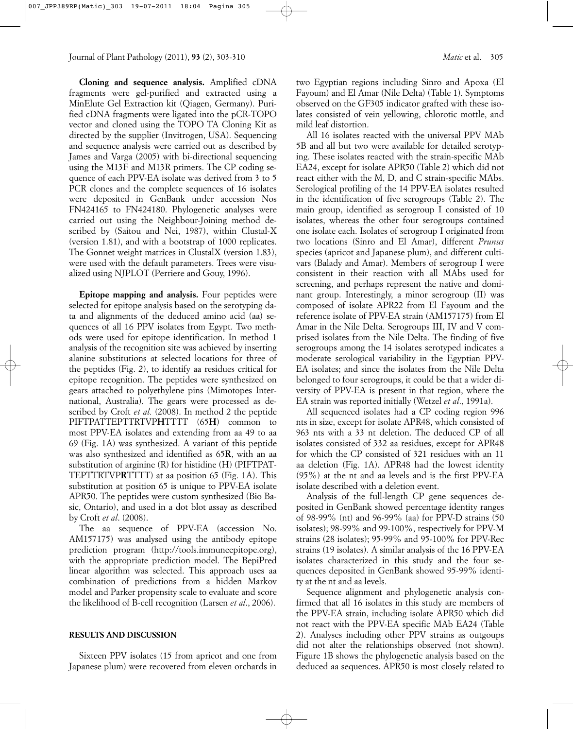**Cloning and sequence analysis.** Amplified cDNA fragments were gel-purified and extracted using a MinElute Gel Extraction kit (Qiagen, Germany). Purified cDNA fragments were ligated into the pCR-TOPO vector and cloned using the TOPO TA Cloning Kit as directed by the supplier (Invitrogen, USA). Sequencing and sequence analysis were carried out as described by James and Varga (2005) with bi-directional sequencing using the M13F and M13R primers. The CP coding sequence of each PPV-EA isolate was derived from 3 to 5 PCR clones and the complete sequences of 16 isolates were deposited in GenBank under accession Nos FN424165 to FN424180. Phylogenetic analyses were carried out using the Neighbour-Joining method described by (Saitou and Nei, 1987), within Clustal-X (version 1.81), and with a bootstrap of 1000 replicates. The Gonnet weight matrices in ClustalX (version 1.83), were used with the default parameters. Trees were visualized using NJPLOT (Perriere and Gouy, 1996).

**Epitope mapping and analysis.** Four peptides were selected for epitope analysis based on the serotyping data and alignments of the deduced amino acid (aa) sequences of all 16 PPV isolates from Egypt. Two methods were used for epitope identification. In method 1 analysis of the recognition site was achieved by inserting alanine substitutions at selected locations for three of the peptides (Fig. 2), to identify aa residues critical for epitope recognition. The peptides were synthesized on gears attached to polyethylene pins (Mimotopes International, Australia). The gears were processed as described by Croft *et al.* (2008). In method 2 the peptide PIFTPATTEPTTRTVP**H**TTTT (65**H**) common to most PPV-EA isolates and extending from aa 49 to aa 69 (Fig. 1A) was synthesized. A variant of this peptide was also synthesized and identified as 65**R**, with an aa substitution of arginine (R) for histidine (H) (PIFTPATTEPTTRTVP**R**TTTT) at aa position 65 (Fig. 1A). This substitution at position 65 is unique to PPV-EA isolate APR50. The peptides were custom synthesized (Bio Basic, Ontario), and used in a dot blot assay as described by Croft *et al*. (2008).

The aa sequence of PPV-EA (accession No. AM157175) was analysed using the antibody epitope prediction program (http://tools.immuneepitope.org), with the appropriate prediction model. The BepiPred linear algorithm was selected. This approach uses aa combination of predictions from a hidden Markov model and Parker propensity scale to evaluate and score the likelihood of B-cell recognition (Larsen *et al*., 2006).

## RESULTS AND DISCUSSION

Sixteen PPV isolates (15 from apricot and one from Japanese plum) were recovered from eleven orchards in two Egyptian regions including Sinro and Apoxa (El Fayoum) and El Amar (Nile Delta) (Table 1). Symptoms observed on the GF305 indicator grafted with these isolates consisted of vein yellowing, chlorotic mottle, and mild leaf distortion.

All 16 isolates reacted with the universal PPV MAb 5B and all but two were available for detailed serotyping. These isolates reacted with the strain-specific MAb EA24, except for isolate APR50 (Table 2) which did not react either with the M, D, and C strain-specific MAbs. Serological profiling of the 14 PPV-EA isolates resulted in the identification of five serogroups (Table 2). The main group, identified as serogroup I consisted of 10 isolates, whereas the other four serogroups contained one isolate each. Isolates of serogroup I originated from two locations (Sinro and El Amar), different *Prunus* species (apricot and Japanese plum), and different cultivars (Balady and Amar). Members of serogroup I were consistent in their reaction with all MAbs used for screening, and perhaps represent the native and dominant group. Interestingly, a minor serogroup (II) was composed of isolate APR22 from El Fayoum and the reference isolate of PPV-EA strain (AM157175) from El Amar in the Nile Delta. Serogroups III, IV and V comprised isolates from the Nile Delta. The finding of five serogroups among the 14 isolates serotyped indicates a moderate serological variability in the Egyptian PPV-EA isolates; and since the isolates from the Nile Delta belonged to four serogroups, it could be that a wider diversity of PPV-EA is present in that region, where the EA strain was reported initially (Wetzel *et al*., 1991a).

All sequenced isolates had a CP coding region 996 nts in size, except for isolate APR48, which consisted of 963 nts with a 33 nt deletion. The deduced CP of all isolates consisted of 332 aa residues, except for APR48 for which the CP consisted of 321 residues with an 11 aa deletion (Fig. 1A). APR48 had the lowest identity (95%) at the nt and aa levels and is the first PPV-EA isolate described with a deletion event.

Analysis of the full-length CP gene sequences deposited in GenBank showed percentage identity ranges of 98-99% (nt) and 96-99% (aa) for PPV-D strains (50 isolates); 98-99% and 99-100%, respectively for PPV-M strains (28 isolates); 95-99% and 95-100% for PPV-Rec strains (19 isolates). A similar analysis of the 16 PPV-EA isolates characterized in this study and the four sequences deposited in GenBank showed 95-99% identity at the nt and aa levels.

Sequence alignment and phylogenetic analysis confirmed that all 16 isolates in this study are members of the PPV-EA strain, including isolate APR50 which did not react with the PPV-EA specific MAb EA24 (Table 2). Analyses including other PPV strains as outgroups did not alter the relationships observed (not shown). Figure 1B shows the phylogenetic analysis based on the deduced aa sequences. APR50 is most closely related to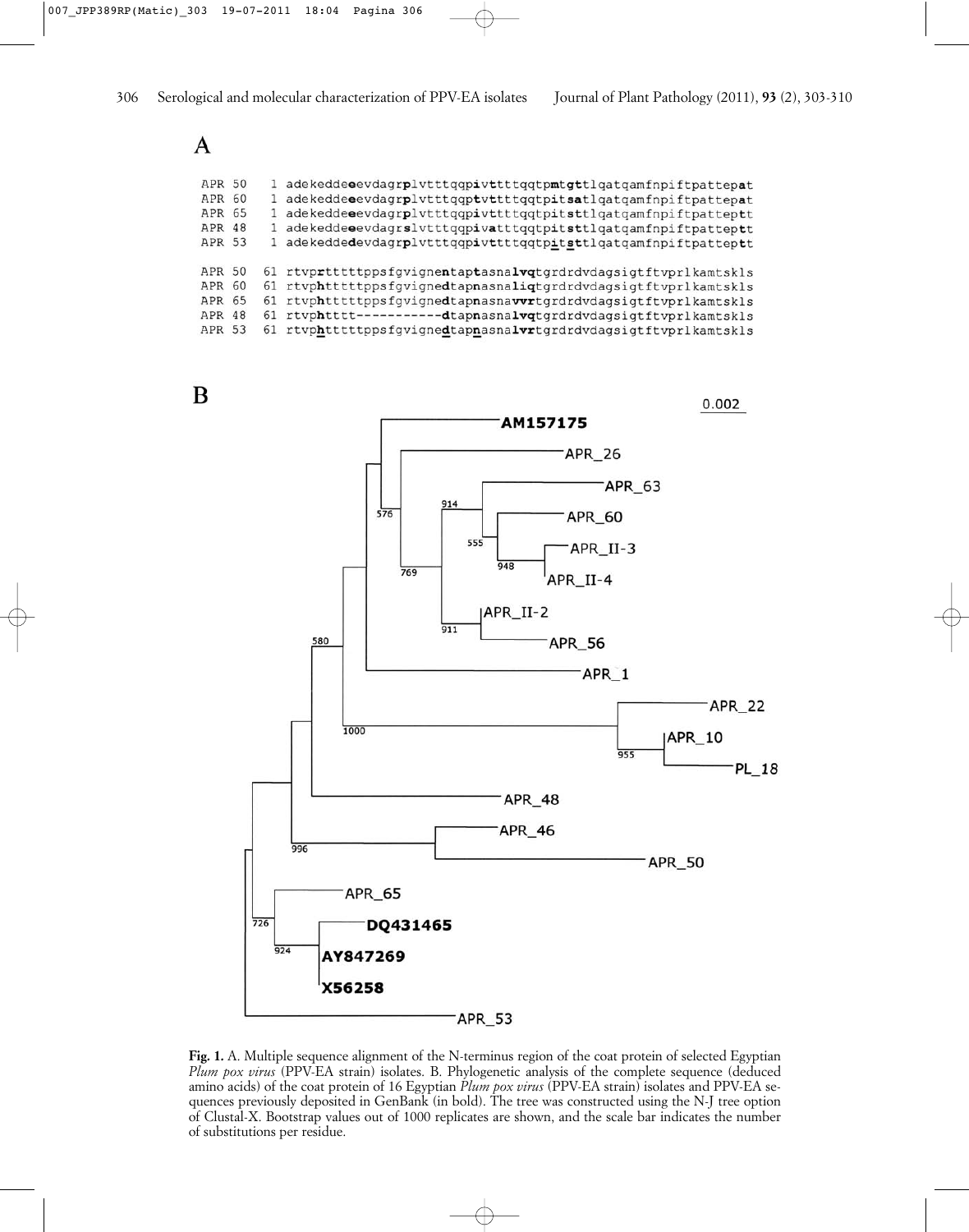**A**

```
APR 50    1 adekeddeeevdagrplvtttqqpivttttqqtpmtgttlqatqamfnpiftpattepat
APR 60    1 adekeddeeevdagrplvtttqqptvttttqqtpitsatlqatqamfnpiftpattepat
APR 65    1 adekeddeeevdagrplvtttqqpivttttqqtpitsttlqatqamfnpiftpatteptt
APR 48    1 adekeddeeevdagrslvtttqqpivatttqqtpitsttlqatqamfnpiftpatteptt
APR 53    1 adekeddedevdagrplvtttqqpivttttqqtpitsttlqatqamfnpiftpatteptt

APR 50   61 rtvprtttttppsfgvignentaptasnalvqtgrdrdvdagsigtftvprlkamtskls
APR 60   61 rtvphtttttppsfgvignedtapnasnaliqtgrdrdvdagsigtftvprlkamtskls
APR 65   61 rtvphtttttppsfgvignedtapnasnavvrtgrdrdvdagsigtftvprlkamtskls
APR 48   61 rtvphtttt-----------dtapnasnalvqtgrdrdvdagsigtftvprlkamtskls
APR 53   61 rtvphtttttppsfgvignedtapnasnalvrtgrdrdvdagsigtftvprlkamtskls
```

**B**

**Fig. 1.** A. Multiple sequence alignment of the N-terminus region of the coat protein of selected Egyptian *Plum pox virus* (PPV-EA strain) isolates. B. Phylogenetic analysis of the complete sequence (deduced amino acids) of the coat protein of 16 Egyptian *Plum pox virus* (PPV-EA strain) isolates and PPV-EA sequences previously deposited in GenBank (in bold). The tree was constructed using the N-J tree option of Clustal-X. Bootstrap values out of 1000 replicates are shown, and the scale bar indicates the number of substitutions per residue.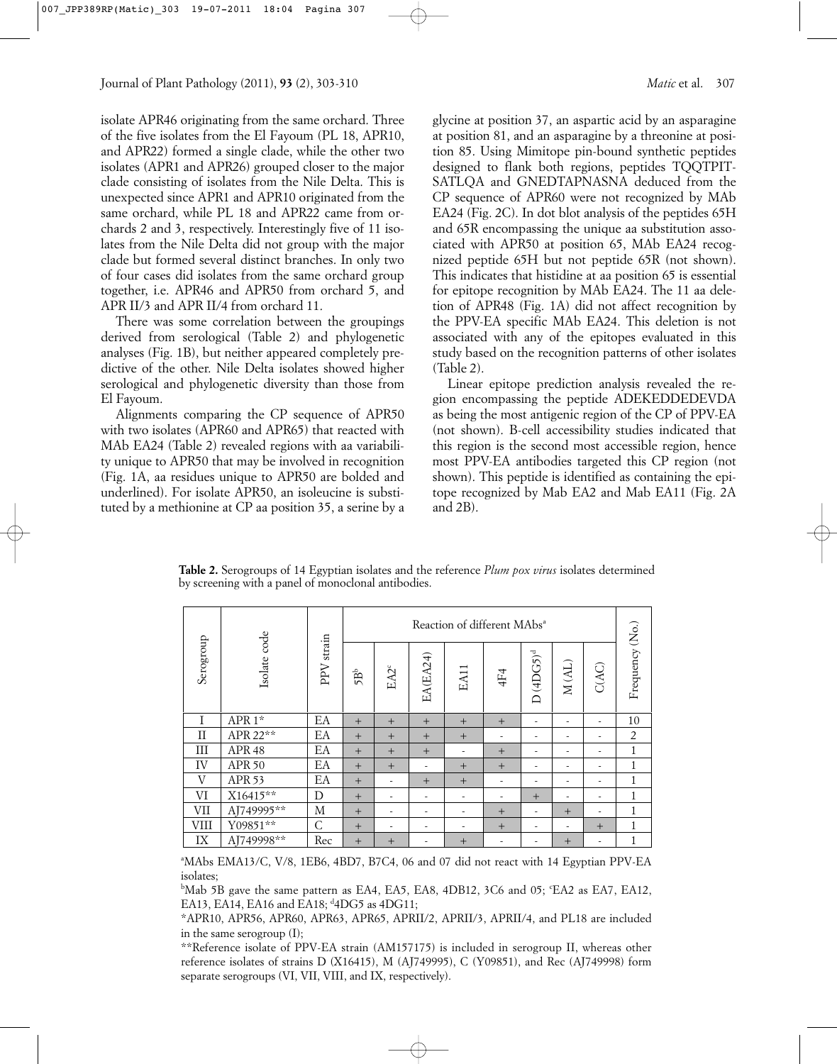isolate APR46 originating from the same orchard. Three of the five isolates from the El Fayoum (PL 18, APR10, and APR22) formed a single clade, while the other two isolates (APR1 and APR26) grouped closer to the major clade consisting of isolates from the Nile Delta. This is unexpected since APR1 and APR10 originated from the same orchard, while PL 18 and APR22 came from orchards 2 and 3, respectively. Interestingly five of 11 isolates from the Nile Delta did not group with the major clade but formed several distinct branches. In only two of four cases did isolates from the same orchard group together, i.e. APR46 and APR50 from orchard 5, and APR II/3 and APR II/4 from orchard 11.

There was some correlation between the groupings derived from serological (Table 2) and phylogenetic analyses (Fig. 1B), but neither appeared completely predictive of the other. Nile Delta isolates showed higher serological and phylogenetic diversity than those from El Fayoum.

Alignments comparing the CP sequence of APR50 with two isolates (APR60 and APR65) that reacted with MAb EA24 (Table 2) revealed regions with aa variability unique to APR50 that may be involved in recognition (Fig. 1A, aa residues unique to APR50 are bolded and underlined). For isolate APR50, an isoleucine is substituted by a methionine at CP aa position 35, a serine by a glycine at position 37, an aspartic acid by an asparagine at position 81, and an asparagine by a threonine at position 85. Using Mimitope pin-bound synthetic peptides designed to flank both regions, peptides TQQTPITSATLQA and GNEDTAPNASNA deduced from the CP sequence of APR60 were not recognized by MAb EA24 (Fig. 2C). In dot blot analysis of the peptides 65H and 65R encompassing the unique aa substitution associated with APR50 at position 65, MAb EA24 recognized peptide 65H but not peptide 65R (not shown). This indicates that histidine at aa position 65 is essential for epitope recognition by MAb EA24. The 11 aa deletion of APR48 (Fig. 1A) did not affect recognition by the PPV-EA specific MAb EA24. This deletion is not associated with any of the epitopes evaluated in this study based on the recognition patterns of other isolates (Table 2).

Linear epitope prediction analysis revealed the region encompassing the peptide ADEKEDDEDEVDA as being the most antigenic region of the CP of PPV-EA (not shown). B-cell accessibility studies indicated that this region is the second most accessible region, hence most PPV-EA antibodies targeted this CP region (not shown). This peptide is identified as containing the epitope recognized by Mab EA2 and Mab EA11 (Fig. 2A and 2B).

**Table 2.** Serogroups of 14 Egyptian isolates and the reference *Plum pox virus* isolates determined by screening with a panel of monoclonal antibodies.

| Serogroup | Isolate code | PPV strain | Reaction of different MAbs[a] | | | | | | | | Frequency (No.) |
|---|---|---|---|---|---|---|---|---|---|---|---|
| | | | 5B[b] | EA2[c] | EA(EA24) | EA11 | 4F4 | D (4DG5)[d] | M (AL) | C(AC) | |
| I | APR 1* | EA | + | + | + | + | + | - | - | - | 10 |
| II | APR 22** | EA | + | + | + | + | - | - | - | - | 2 |
| III | APR 48 | EA | + | + | + | - | + | - | - | - | 1 |
| IV | APR 50 | EA | + | + | - | + | + | - | - | - | 1 |
| V | APR 53 | EA | + | - | + | + | - | - | - | - | 1 |
| VI | X16415** | D | + | - | - | - | - | + | - | - | 1 |
| VII | AJ749995** | M | + | - | - | - | + | - | + | - | 1 |
| VIII | Y09851** | C | + | - | - | - | + | - | - | + | 1 |
| IX | AJ749998** | Rec | + | + | - | + | - | - | + | - | 1 |

[a]MAbs EMA13/C, V/8, 1EB6, 4BD7, B7C4, 06 and 07 did not react with 14 Egyptian PPV-EA isolates;

[b]Mab 5B gave the same pattern as EA4, EA5, EA8, 4DB12, 3C6 and 05; [c]EA2 as EA7, EA12, EA13, EA14, EA16 and EA18; [d]4DG5 as 4DG11;

*APR10, APR56, APR60, APR63, APR65, APRII/2, APRII/3, APRII/4, and PL18 are included in the same serogroup (I);

**Reference isolate of PPV-EA strain (AM157175) is included in serogroup II, whereas other reference isolates of strains D (X16415), M (AJ749995), C (Y09851), and Rec (AJ749998) form separate serogroups (VI, VII, VIII, and IX, respectively).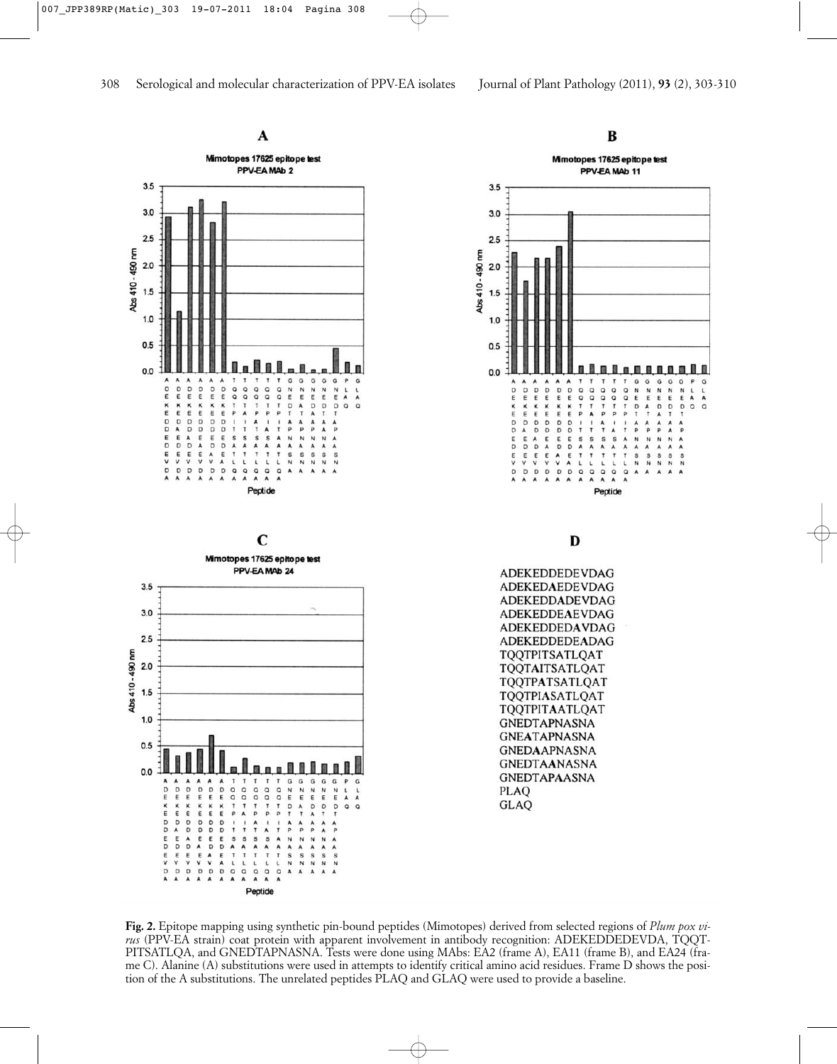**A**

Mimotopes 17625 epitope test
PPV-EA MAb 2

**B**

Mimotopes 17625 epitope test
PPV-EA MAb 11

**C**

Mimotopes 17625 epitope test
PPV-EA MAb 24

**D**

ADEKEDDEDEVDAG
ADEKEDAEDEVDAG
ADEKEDDADEVDAG
ADEKEDDEAEVDAG
ADEKEDDEDAVDAG
ADEKEDDEDEADAG
TQQTPITSATLQAT
TQQTAITSATLQAT
TQQTPATSATLQAT
TQQTPIASATLQAT
TQQTPITAATLQAT
GNEDTAPNASNA
GNEATAPNASNA
GNEDAAPNASNA
GNEDTAANASNA
GNEDTAPAASNA
PLAQ
GLAQ

**Fig. 2.** Epitope mapping using synthetic pin-bound peptides (Mimotopes) derived from selected regions of *Plum pox virus* (PPV-EA strain) coat protein with apparent involvement in antibody recognition: ADEKEDDEDEVDA, TQQTPITSATLQA, and GNEDTAPNASNA. Tests were done using MAbs: EA2 (frame A), EA11 (frame B), and EA24 (frame C). Alanine (A) substitutions were used in attempts to identify critical amino acid residues. Frame D shows the position of the A substitutions. The unrelated peptides PLAQ and GLAQ were used to provide a baseline.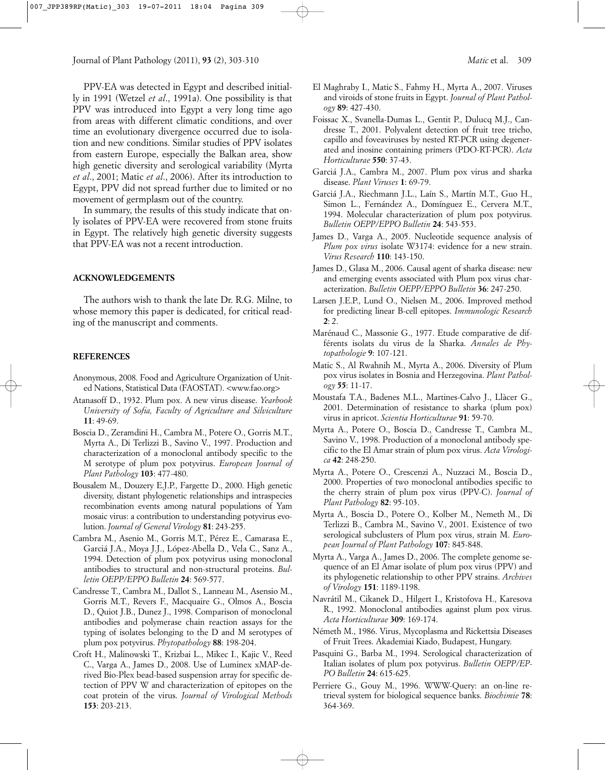PPV-EA was detected in Egypt and described initially in 1991 (Wetzel *et al*., 1991a). One possibility is that PPV was introduced into Egypt a very long time ago from areas with different climatic conditions, and over time an evolutionary divergence occurred due to isolation and new conditions. Similar studies of PPV isolates from eastern Europe, especially the Balkan area, show high genetic diversity and serological variability (Myrta *et al*., 2001; Matic *et al*., 2006). After its introduction to Egypt, PPV did not spread further due to limited or no movement of germplasm out of the country.

In summary, the results of this study indicate that only isolates of PPV-EA were recovered from stone fruits in Egypt. The relatively high genetic diversity suggests that PPV-EA was not a recent introduction.

## ACKNOWLEDGEMENTS

The authors wish to thank the late Dr. R.G. Milne, to whose memory this paper is dedicated, for critical reading of the manuscript and comments.

## REFERENCES

Anonymous, 2008. Food and Agriculture Organization of United Nations, Statistical Data (FAOSTAT). <www.fao.org>

Atanasoff D., 1932. Plum pox. A new virus disease. *Yearbook University of Sofia, Faculty of Agriculture and Silviculture* **11**: 49-69.

Boscia D., Zeramdini H., Cambra M., Potere O., Gorris M.T., Myrta A., Di Terlizzi B., Savino V., 1997. Production and characterization of a monoclonal antibody specific to the M serotype of plum pox potyvirus. *European Journal of Plant Pathology* **103**: 477-480.

Bousalem M., Douzery E.J.P., Fargette D., 2000. High genetic diversity, distant phylogenetic relationships and intraspecies recombination events among natural populations of Yam mosaic virus: a contribution to understanding potyvirus evolution. *Journal of General Virology* **81**: 243-255.

Cambra M., Asenio M., Gorris M.T., Pérez E., Camarasa E., Garciá J.A., Moya J.J., López-Abella D., Vela C., Sanz A., 1994. Detection of plum pox potyvirus using monoclonal antibodies to structural and non-structural proteins. *Bulletin OEPP/EPPO Bulletin* **24**: 569-577.

Candresse T., Cambra M., Dallot S., Lanneau M., Asensio M., Gorris M.T., Revers F., Macquaire G., Olmos A., Boscia D., Quiot J.B., Dunez J., 1998. Comparison of monoclonal antibodies and polymerase chain reaction assays for the typing of isolates belonging to the D and M serotypes of plum pox potyvirus. *Phytopathology* **88**: 198-204.

Croft H., Malinowski T., Krizbai L., Mikec I., Kajic V., Reed C., Varga A., James D., 2008. Use of Luminex xMAP-derived Bio-Plex bead-based suspension array for specific detection of PPV W and characterization of epitopes on the coat protein of the virus. *Journal of Virological Methods* **153**: 203-213.

El Maghraby I., Matic S., Fahmy H., Myrta A., 2007. Viruses and viroids of stone fruits in Egypt. *Journal of Plant Pathology* **89**: 427-430.

Foissac X., Svanella-Dumas L., Gentit P., Dulucq M.J., Candresse T., 2001. Polyvalent detection of fruit tree tricho, capillo and foveaviruses by nested RT-PCR using degenerated and inosine containing primers (PDO-RT-PCR). *Acta Horticulturae* **550**: 37-43.

Garciá J.A., Cambra M., 2007. Plum pox virus and sharka disease. *Plant Viruses* **1**: 69-79.

Garciá J.A., Riechmann J.L., Laín S., Martín M.T., Guo H., Simon L., Fernández A., Domínguez E., Cervera M.T., 1994. Molecular characterization of plum pox potyvirus. *Bulletin OEPP/EPPO Bulletin* **24**: 543-553.

James D., Varga A., 2005. Nucleotide sequence analysis of *Plum pox virus* isolate W3174: evidence for a new strain. *Virus Research* **110**: 143-150.

James D., Glasa M., 2006. Causal agent of sharka disease: new and emerging events associated with Plum pox virus characterization. *Bulletin OEPP/EPPO Bulletin* **36**: 247-250.

Larsen J.E.P., Lund O., Nielsen M., 2006. Improved method for predicting linear B-cell epitopes. *Immunologic Research* **2**: 2.

Marénaud C., Massonie G., 1977. Etude comparative de différents isolats du virus de la Sharka. *Annales de Phytopathologie* **9**: 107-121.

Matic S., Al Rwahnih M., Myrta A., 2006. Diversity of Plum pox virus isolates in Bosnia and Herzegovina. *Plant Pathology* **55**: 11-17.

Moustafa T.A., Badenes M.L., Martines-Calvo J., Llàcer G., 2001. Determination of resistance to sharka (plum pox) virus in apricot. *Scientia Horticulturae* **91**: 59-70.

Myrta A., Potere O., Boscia D., Candresse T., Cambra M., Savino V., 1998. Production of a monoclonal antibody specific to the El Amar strain of plum pox virus. *Acta Virologica* **42**: 248-250.

Myrta A., Potere O., Crescenzi A., Nuzzaci M., Boscia D., 2000. Properties of two monoclonal antibodies specific to the cherry strain of plum pox virus (PPV-C). *Journal of Plant Pathology* **82**: 95-103.

Myrta A., Boscia D., Potere O., Kolber M., Nemeth M., Di Terlizzi B., Cambra M., Savino V., 2001. Existence of two serological subclusters of Plum pox virus, strain M. *European Journal of Plant Pathology* **107**: 845-848.

Myrta A., Varga A., James D., 2006. The complete genome sequence of an El Amar isolate of plum pox virus (PPV) and its phylogenetic relationship to other PPV strains. *Archives of Virology* **151**: 1189-1198.

Navrátil M., Cikanek D., Hilgert I., Kristofova H., Karesova R., 1992. Monoclonal antibodies against plum pox virus. *Acta Horticulturae* **309**: 169-174.

Németh M., 1986. Virus, Mycoplasma and Rickettsia Diseases of Fruit Trees. Akademiai Kiado, Budapest, Hungary.

Pasquini G., Barba M., 1994. Serological characterization of Italian isolates of plum pox potyvirus. *Bulletin OEPP/EPPO Bulletin* **24**: 615-625.

Perriere G., Gouy M., 1996. WWW-Query: an on-line retrieval system for biological sequence banks. *Biochimie* **78**: 364-369.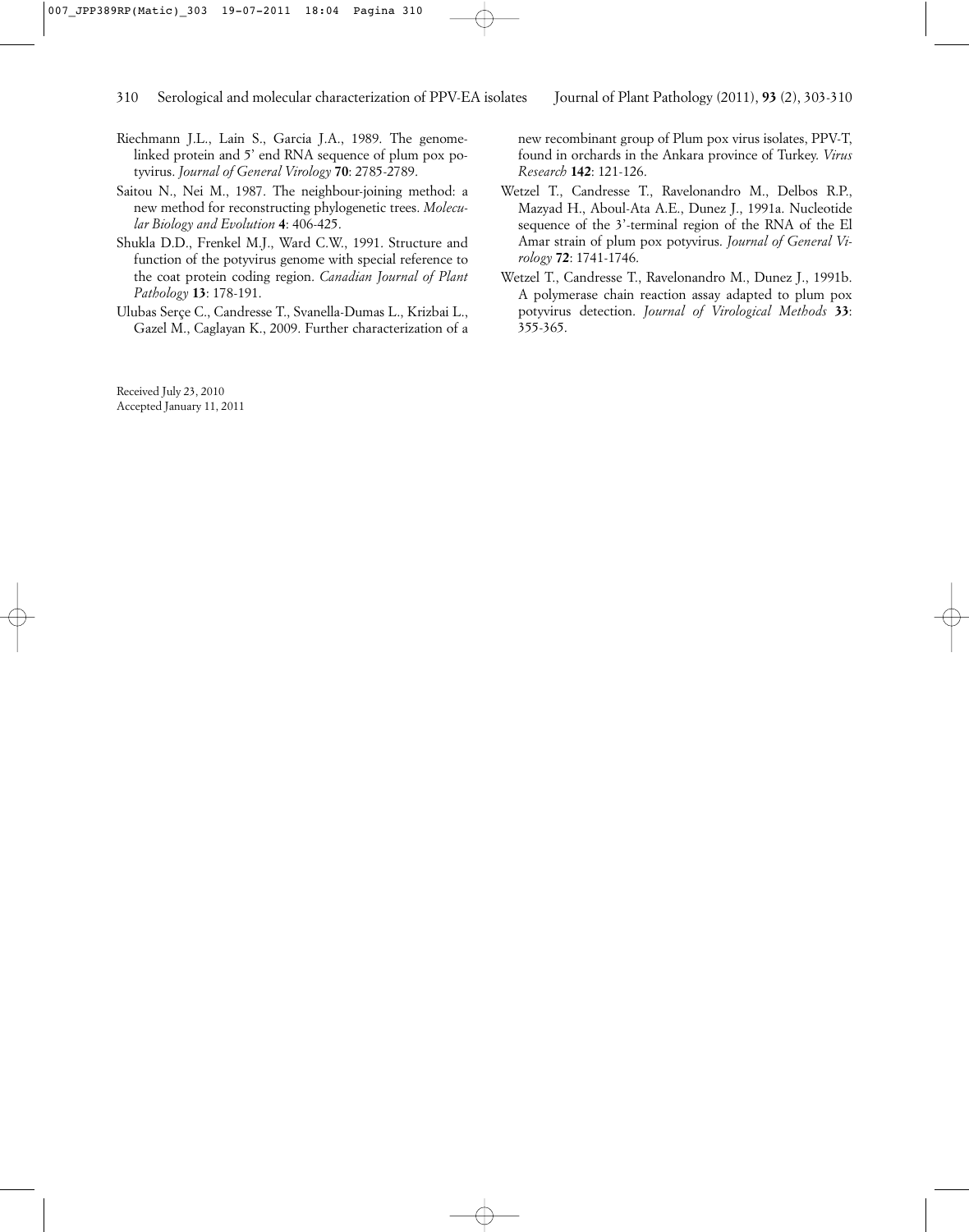Riechmann J.L., Lain S., Garcia J.A., 1989. The genome-linked protein and 5' end RNA sequence of plum pox potyvirus. *Journal of General Virology* **70**: 2785-2789.

Saitou N., Nei M., 1987. The neighbour-joining method: a new method for reconstructing phylogenetic trees. *Molecular Biology and Evolution* **4**: 406-425.

Shukla D.D., Frenkel M.J., Ward C.W., 1991. Structure and function of the potyvirus genome with special reference to the coat protein coding region. *Canadian Journal of Plant Pathology* **13**: 178-191.

Ulubas Serçe C., Candresse T., Svanella-Dumas L., Krizbai L., Gazel M., Caglayan K., 2009. Further characterization of a new recombinant group of Plum pox virus isolates, PPV-T, found in orchards in the Ankara province of Turkey. *Virus Research* **142**: 121-126.

Wetzel T., Candresse T., Ravelonandro M., Delbos R.P., Mazyad H., Aboul-Ata A.E., Dunez J., 1991a. Nucleotide sequence of the 3'-terminal region of the RNA of the El Amar strain of plum pox potyvirus. *Journal of General Virology* **72**: 1741-1746.

Wetzel T., Candresse T., Ravelonandro M., Dunez J., 1991b. A polymerase chain reaction assay adapted to plum pox potyvirus detection. *Journal of Virological Methods* **33**: 355-365.

Received July 23, 2010
Accepted January 11, 2011